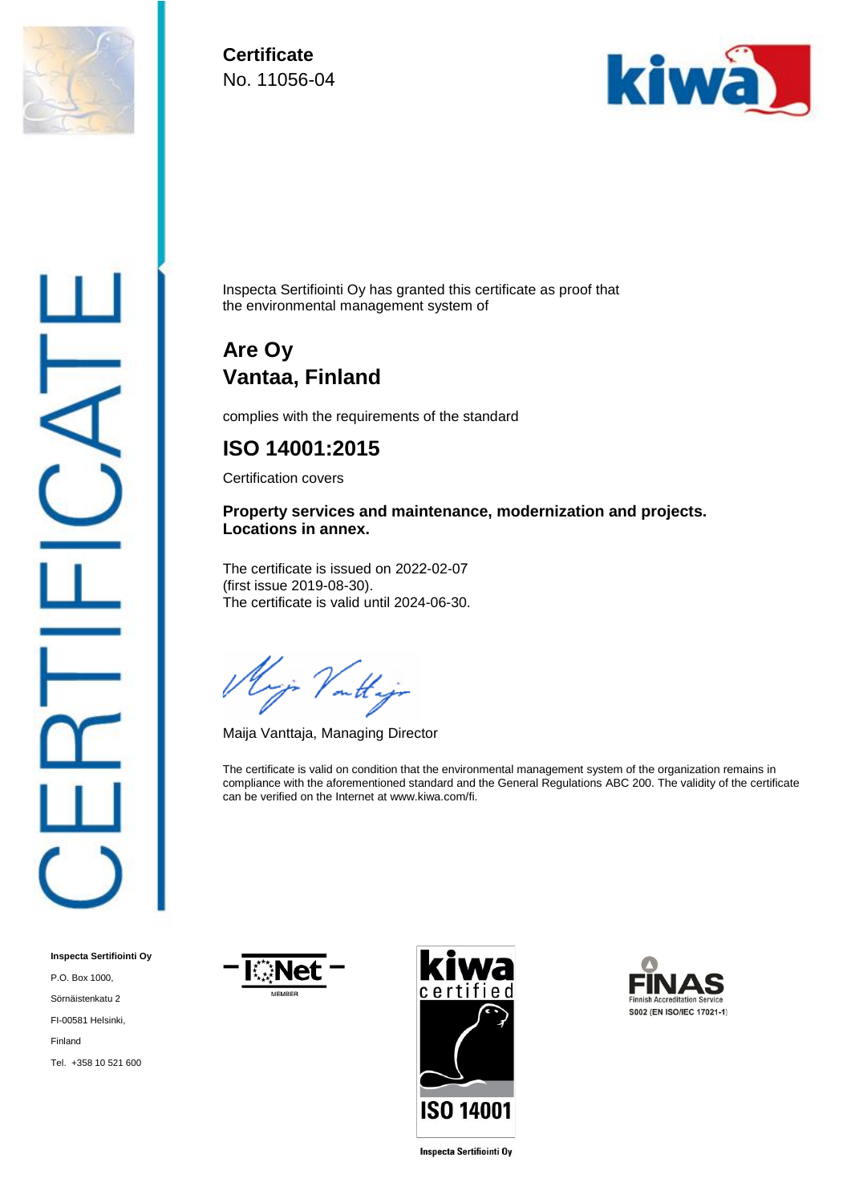**Certificate**
No. 11056-04

CERTIFICATE

Inspecta Sertifiointi Oy has granted this certificate as proof that the environmental management system of

## Are Oy
## Vantaa, Finland

complies with the requirements of the standard

## ISO 14001:2015

Certification covers

**Property services and maintenance, modernization and projects.**
**Locations in annex.**

The certificate is issued on 2022-02-07
(first issue 2019-08-30).
The certificate is valid until 2024-06-30.

Maija Vanttaja, Managing Director

The certificate is valid on condition that the environmental management system of the organization remains in compliance with the aforementioned standard and the General Regulations ABC 200. The validity of the certificate can be verified on the Internet at www.kiwa.com/fi.

**Inspecta Sertifiointi Oy**
P.O. Box 1000,
Sörnäistenkatu 2
FI-00581 Helsinki,
Finland
Tel. +358 10 521 600

IQNet MEMBER

kiwa certified ISO 14001
Inspecta Sertifiointi Oy

FINAS Finnish Accreditation Service
S002 (EN ISO/IEC 17021-1)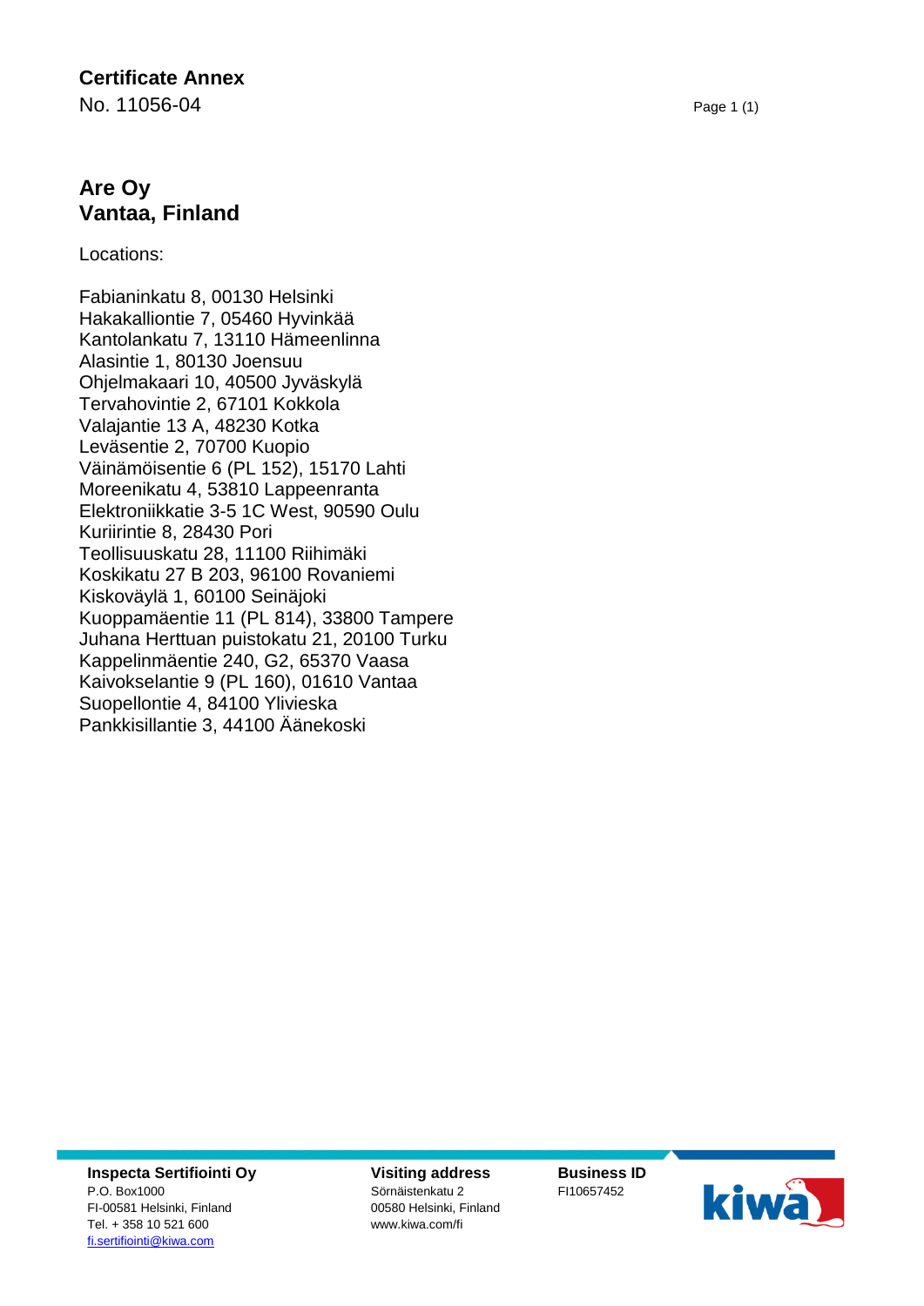**Certificate Annex**
No. 11056-04

## Are Oy
## Vantaa, Finland

Locations:

Fabianinkatu 8, 00130 Helsinki
Hakakalliontie 7, 05460 Hyvinkää
Kantolankatu 7, 13110 Hämeenlinna
Alasintie 1, 80130 Joensuu
Ohjelmakaari 10, 40500 Jyväskylä
Tervahovintie 2, 67101 Kokkola
Valajantie 13 A, 48230 Kotka
Leväsentie 2, 70700 Kuopio
Väinämöisentie 6 (PL 152), 15170 Lahti
Moreenikatu 4, 53810 Lappeenranta
Elektroniikkatie 3-5 1C West, 90590 Oulu
Kuriirintie 8, 28430 Pori
Teollisuuskatu 28, 11100 Riihimäki
Koskikatu 27 B 203, 96100 Rovaniemi
Kiskoväylä 1, 60100 Seinäjoki
Kuoppamäentie 11 (PL 814), 33800 Tampere
Juhana Herttuan puistokatu 21, 20100 Turku
Kappelinmäentie 240, G2, 65370 Vaasa
Kaivokselantie 9 (PL 160), 01610 Vantaa
Suopellontie 4, 84100 Ylivieska
Pankkisillantie 3, 44100 Äänekoski

**Inspecta Sertifiointi Oy**
P.O. Box1000
FI-00581 Helsinki, Finland
Tel. + 358 10 521 600
fi.sertifiointi@kiwa.com

**Visiting address**
Sörnäistenkatu 2
00580 Helsinki, Finland
www.kiwa.com/fi

**Business ID**
FI10657452